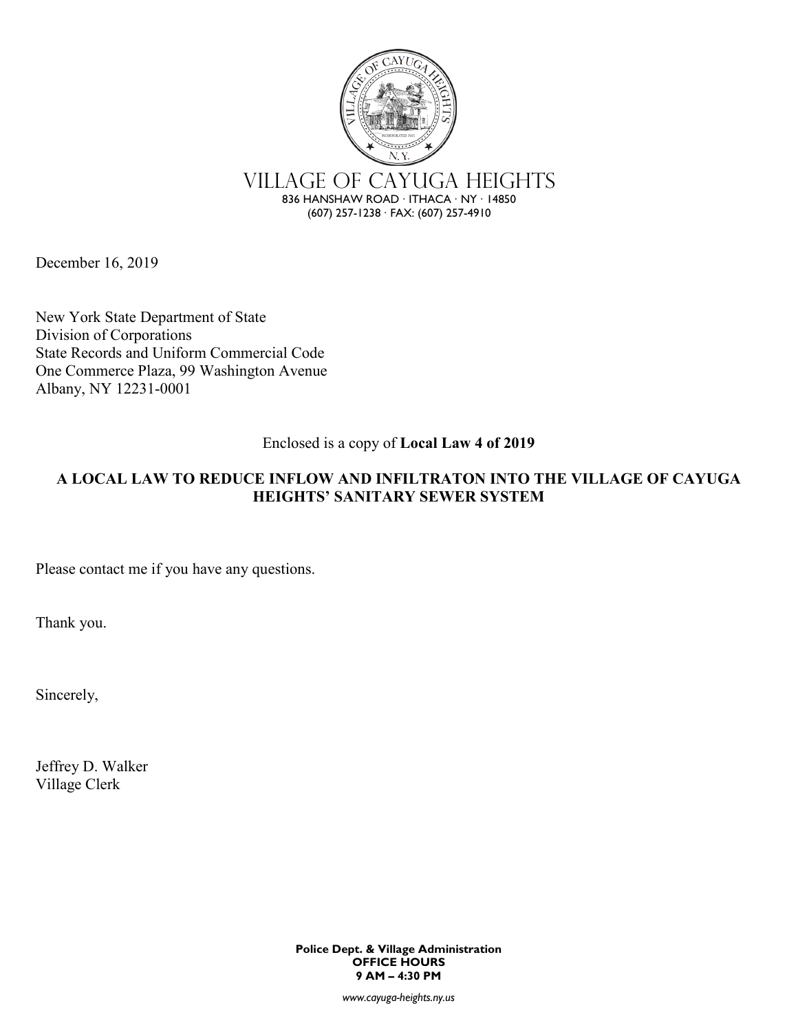# VILLAGE OF CAYUGA HEIGHTS

836 HANSHAW ROAD · ITHACA · NY · 14850
(607) 257-1238 · FAX: (607) 257-4910

December 16, 2019

New York State Department of State
Division of Corporations
State Records and Uniform Commercial Code
One Commerce Plaza, 99 Washington Avenue
Albany, NY 12231-0001

Enclosed is a copy of **Local Law 4 of 2019**

**A LOCAL LAW TO REDUCE INFLOW AND INFILTRATON INTO THE VILLAGE OF CAYUGA HEIGHTS' SANITARY SEWER SYSTEM**

Please contact me if you have any questions.

Thank you.

Sincerely,

Jeffrey D. Walker
Village Clerk

**Police Dept. & Village Administration**
**OFFICE HOURS**
**9 AM – 4:30 PM**

*www.cayuga-heights.ny.us*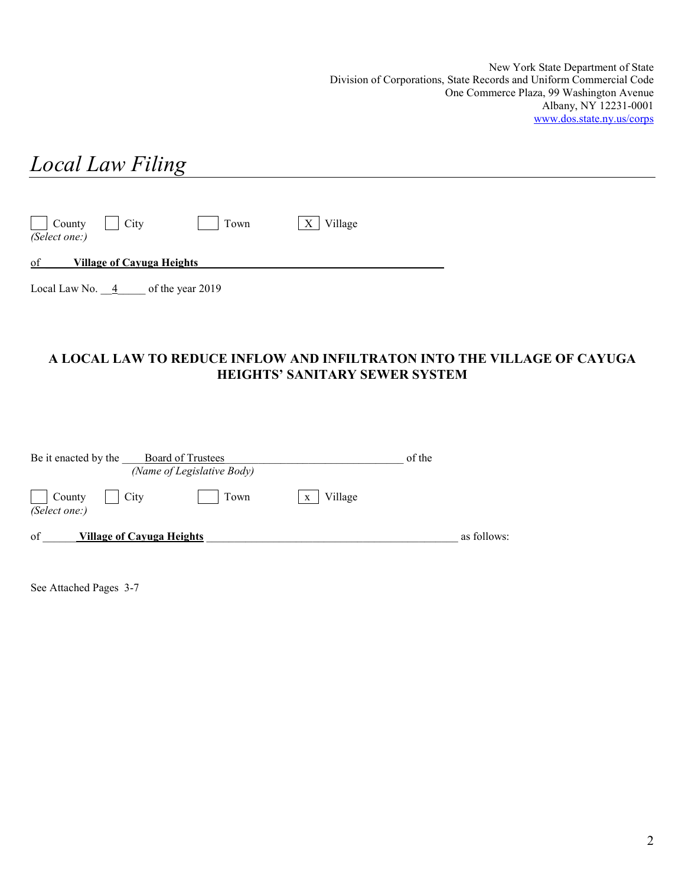New York State Department of State
Division of Corporations, State Records and Uniform Commercial Code
One Commerce Plaza, 99 Washington Avenue
Albany, NY 12231-0001
www.dos.state.ny.us/corps

# *Local Law Filing*

☐ County ☐ City ☐ Town ☒ Village
*(Select one:)*

of **Village of Cayuga Heights**

Local Law No. 4 of the year 2019

**A LOCAL LAW TO REDUCE INFLOW AND INFILTRATON INTO THE VILLAGE OF CAYUGA HEIGHTS' SANITARY SEWER SYSTEM**

Be it enacted by the Board of Trustees of the
*(Name of Legislative Body)*

☐ County ☐ City ☐ Town ☒ Village
*(Select one:)*

of **Village of Cayuga Heights** as follows:

See Attached Pages 3-7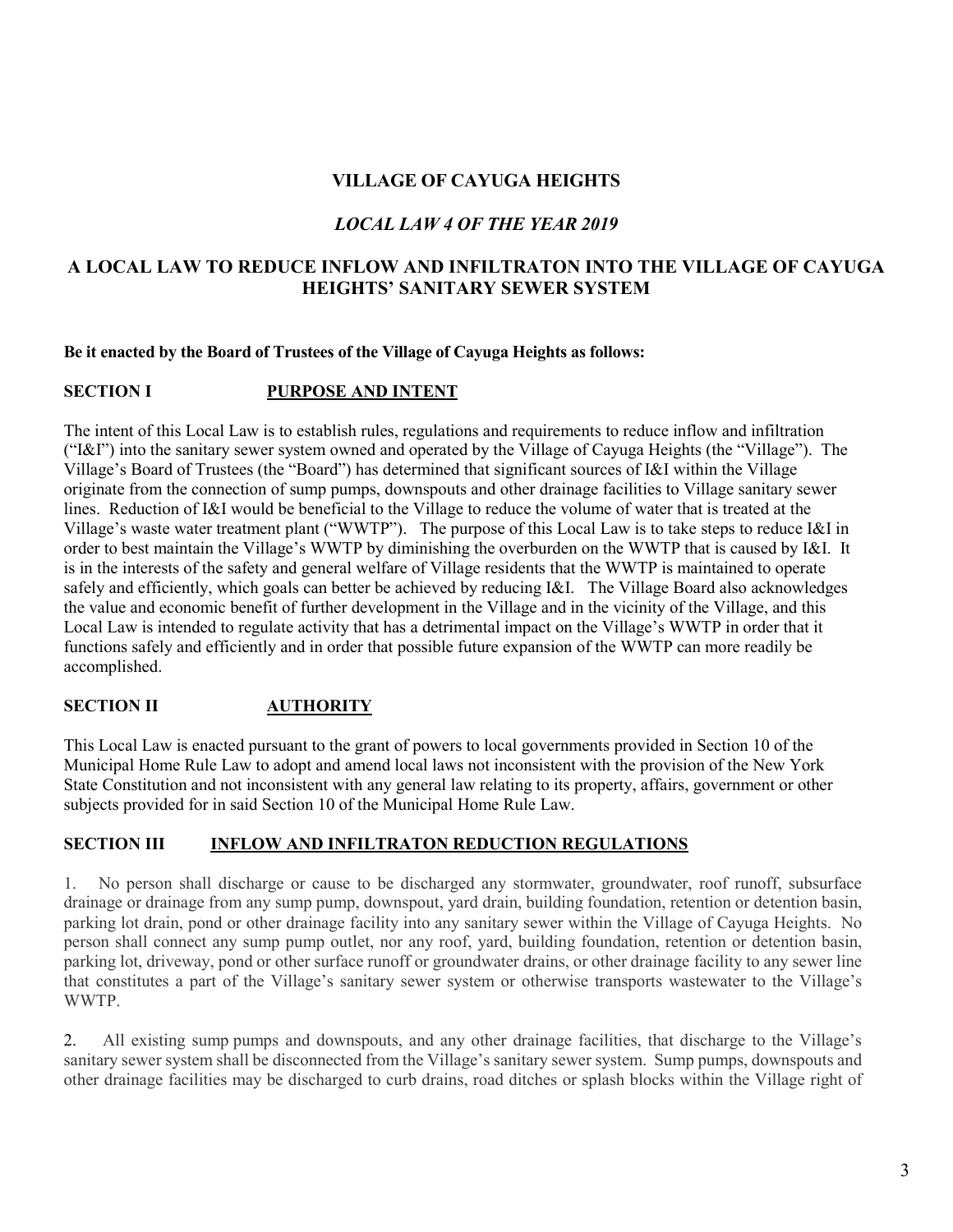# VILLAGE OF CAYUGA HEIGHTS

## *LOCAL LAW 4 OF THE YEAR 2019*

## A LOCAL LAW TO REDUCE INFLOW AND INFILTRATON INTO THE VILLAGE OF CAYUGA HEIGHTS' SANITARY SEWER SYSTEM

**Be it enacted by the Board of Trustees of the Village of Cayuga Heights as follows:**

### SECTION I PURPOSE AND INTENT

The intent of this Local Law is to establish rules, regulations and requirements to reduce inflow and infiltration ("I&I") into the sanitary sewer system owned and operated by the Village of Cayuga Heights (the "Village"). The Village's Board of Trustees (the "Board") has determined that significant sources of I&I within the Village originate from the connection of sump pumps, downspouts and other drainage facilities to Village sanitary sewer lines. Reduction of I&I would be beneficial to the Village to reduce the volume of water that is treated at the Village's waste water treatment plant ("WWTP"). The purpose of this Local Law is to take steps to reduce I&I in order to best maintain the Village's WWTP by diminishing the overburden on the WWTP that is caused by I&I. It is in the interests of the safety and general welfare of Village residents that the WWTP is maintained to operate safely and efficiently, which goals can better be achieved by reducing I&I. The Village Board also acknowledges the value and economic benefit of further development in the Village and in the vicinity of the Village, and this Local Law is intended to regulate activity that has a detrimental impact on the Village's WWTP in order that it functions safely and efficiently and in order that possible future expansion of the WWTP can more readily be accomplished.

### SECTION II AUTHORITY

This Local Law is enacted pursuant to the grant of powers to local governments provided in Section 10 of the Municipal Home Rule Law to adopt and amend local laws not inconsistent with the provision of the New York State Constitution and not inconsistent with any general law relating to its property, affairs, government or other subjects provided for in said Section 10 of the Municipal Home Rule Law.

### SECTION III INFLOW AND INFILTRATON REDUCTION REGULATIONS

1. No person shall discharge or cause to be discharged any stormwater, groundwater, roof runoff, subsurface drainage or drainage from any sump pump, downspout, yard drain, building foundation, retention or detention basin, parking lot drain, pond or other drainage facility into any sanitary sewer within the Village of Cayuga Heights. No person shall connect any sump pump outlet, nor any roof, yard, building foundation, retention or detention basin, parking lot, driveway, pond or other surface runoff or groundwater drains, or other drainage facility to any sewer line that constitutes a part of the Village's sanitary sewer system or otherwise transports wastewater to the Village's WWTP.

2. All existing sump pumps and downspouts, and any other drainage facilities, that discharge to the Village's sanitary sewer system shall be disconnected from the Village's sanitary sewer system. Sump pumps, downspouts and other drainage facilities may be discharged to curb drains, road ditches or splash blocks within the Village right of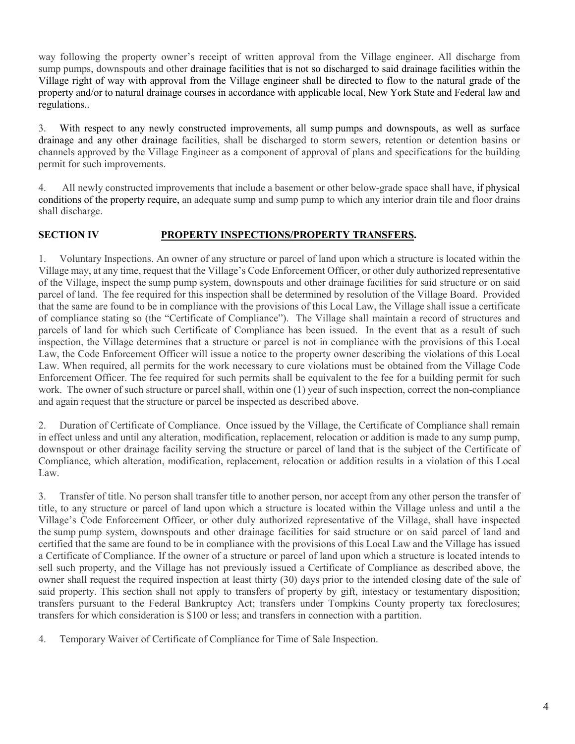way following the property owner's receipt of written approval from the Village engineer. All discharge from sump pumps, downspouts and other drainage facilities that is not so discharged to said drainage facilities within the Village right of way with approval from the Village engineer shall be directed to flow to the natural grade of the property and/or to natural drainage courses in accordance with applicable local, New York State and Federal law and regulations..

3. With respect to any newly constructed improvements, all sump pumps and downspouts, as well as surface drainage and any other drainage facilities, shall be discharged to storm sewers, retention or detention basins or channels approved by the Village Engineer as a component of approval of plans and specifications for the building permit for such improvements.

4. All newly constructed improvements that include a basement or other below-grade space shall have, if physical conditions of the property require, an adequate sump and sump pump to which any interior drain tile and floor drains shall discharge.

## SECTION IV PROPERTY INSPECTIONS/PROPERTY TRANSFERS.

1. Voluntary Inspections. An owner of any structure or parcel of land upon which a structure is located within the Village may, at any time, request that the Village's Code Enforcement Officer, or other duly authorized representative of the Village, inspect the sump pump system, downspouts and other drainage facilities for said structure or on said parcel of land. The fee required for this inspection shall be determined by resolution of the Village Board. Provided that the same are found to be in compliance with the provisions of this Local Law, the Village shall issue a certificate of compliance stating so (the "Certificate of Compliance"). The Village shall maintain a record of structures and parcels of land for which such Certificate of Compliance has been issued. In the event that as a result of such inspection, the Village determines that a structure or parcel is not in compliance with the provisions of this Local Law, the Code Enforcement Officer will issue a notice to the property owner describing the violations of this Local Law. When required, all permits for the work necessary to cure violations must be obtained from the Village Code Enforcement Officer. The fee required for such permits shall be equivalent to the fee for a building permit for such work. The owner of such structure or parcel shall, within one (1) year of such inspection, correct the non-compliance and again request that the structure or parcel be inspected as described above.

2. Duration of Certificate of Compliance. Once issued by the Village, the Certificate of Compliance shall remain in effect unless and until any alteration, modification, replacement, relocation or addition is made to any sump pump, downspout or other drainage facility serving the structure or parcel of land that is the subject of the Certificate of Compliance, which alteration, modification, replacement, relocation or addition results in a violation of this Local Law.

3. Transfer of title. No person shall transfer title to another person, nor accept from any other person the transfer of title, to any structure or parcel of land upon which a structure is located within the Village unless and until a the Village's Code Enforcement Officer, or other duly authorized representative of the Village, shall have inspected the sump pump system, downspouts and other drainage facilities for said structure or on said parcel of land and certified that the same are found to be in compliance with the provisions of this Local Law and the Village has issued a Certificate of Compliance. If the owner of a structure or parcel of land upon which a structure is located intends to sell such property, and the Village has not previously issued a Certificate of Compliance as described above, the owner shall request the required inspection at least thirty (30) days prior to the intended closing date of the sale of said property. This section shall not apply to transfers of property by gift, intestacy or testamentary disposition; transfers pursuant to the Federal Bankruptcy Act; transfers under Tompkins County property tax foreclosures; transfers for which consideration is $100 or less; and transfers in connection with a partition.

4. Temporary Waiver of Certificate of Compliance for Time of Sale Inspection.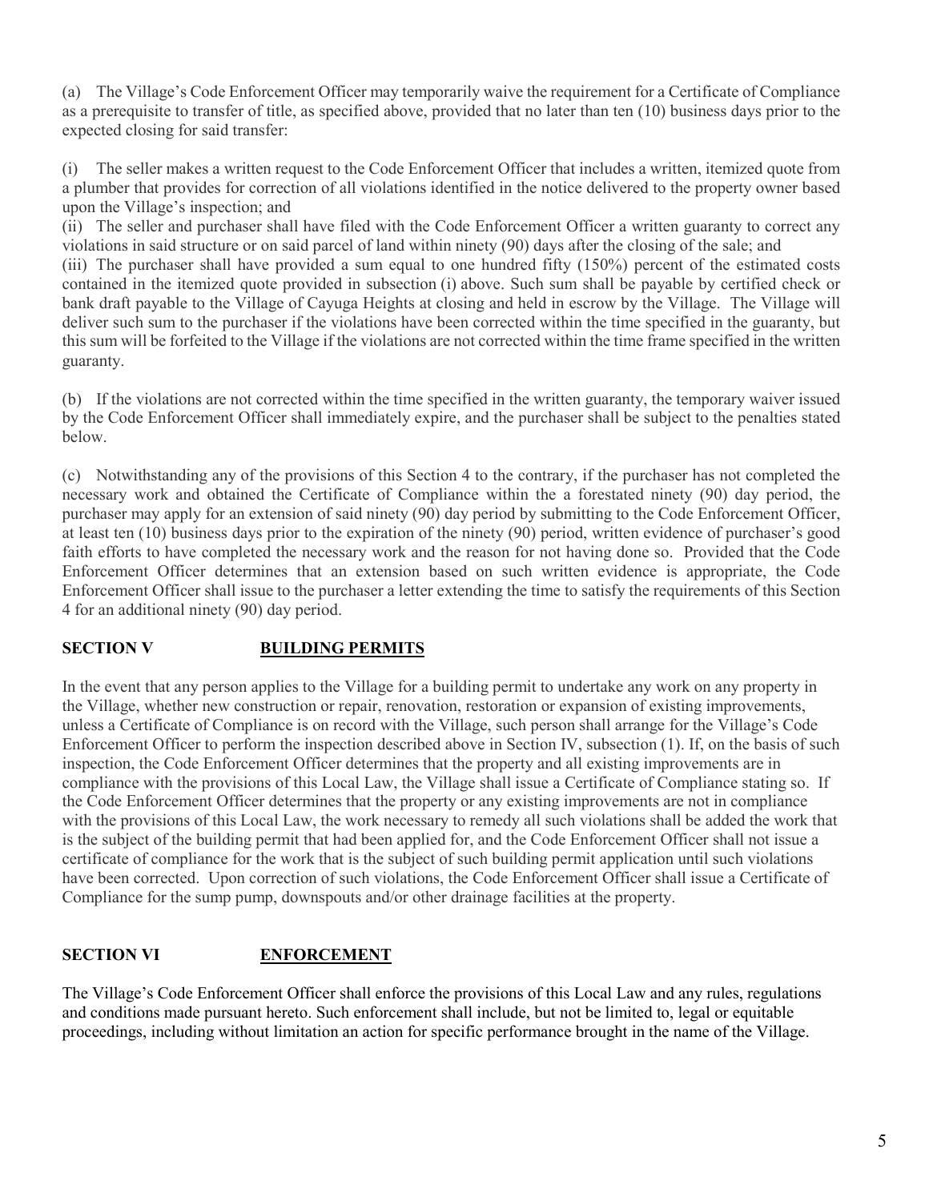(a) The Village's Code Enforcement Officer may temporarily waive the requirement for a Certificate of Compliance as a prerequisite to transfer of title, as specified above, provided that no later than ten (10) business days prior to the expected closing for said transfer:

(i) The seller makes a written request to the Code Enforcement Officer that includes a written, itemized quote from a plumber that provides for correction of all violations identified in the notice delivered to the property owner based upon the Village's inspection; and

(ii) The seller and purchaser shall have filed with the Code Enforcement Officer a written guaranty to correct any violations in said structure or on said parcel of land within ninety (90) days after the closing of the sale; and

(iii) The purchaser shall have provided a sum equal to one hundred fifty (150%) percent of the estimated costs contained in the itemized quote provided in subsection (i) above. Such sum shall be payable by certified check or bank draft payable to the Village of Cayuga Heights at closing and held in escrow by the Village. The Village will deliver such sum to the purchaser if the violations have been corrected within the time specified in the guaranty, but this sum will be forfeited to the Village if the violations are not corrected within the time frame specified in the written guaranty.

(b) If the violations are not corrected within the time specified in the written guaranty, the temporary waiver issued by the Code Enforcement Officer shall immediately expire, and the purchaser shall be subject to the penalties stated below.

(c) Notwithstanding any of the provisions of this Section 4 to the contrary, if the purchaser has not completed the necessary work and obtained the Certificate of Compliance within the a forestated ninety (90) day period, the purchaser may apply for an extension of said ninety (90) day period by submitting to the Code Enforcement Officer, at least ten (10) business days prior to the expiration of the ninety (90) period, written evidence of purchaser's good faith efforts to have completed the necessary work and the reason for not having done so. Provided that the Code Enforcement Officer determines that an extension based on such written evidence is appropriate, the Code Enforcement Officer shall issue to the purchaser a letter extending the time to satisfy the requirements of this Section 4 for an additional ninety (90) day period.

## SECTION V BUILDING PERMITS

In the event that any person applies to the Village for a building permit to undertake any work on any property in the Village, whether new construction or repair, renovation, restoration or expansion of existing improvements, unless a Certificate of Compliance is on record with the Village, such person shall arrange for the Village's Code Enforcement Officer to perform the inspection described above in Section IV, subsection (1). If, on the basis of such inspection, the Code Enforcement Officer determines that the property and all existing improvements are in compliance with the provisions of this Local Law, the Village shall issue a Certificate of Compliance stating so. If the Code Enforcement Officer determines that the property or any existing improvements are not in compliance with the provisions of this Local Law, the work necessary to remedy all such violations shall be added the work that is the subject of the building permit that had been applied for, and the Code Enforcement Officer shall not issue a certificate of compliance for the work that is the subject of such building permit application until such violations have been corrected. Upon correction of such violations, the Code Enforcement Officer shall issue a Certificate of Compliance for the sump pump, downspouts and/or other drainage facilities at the property.

## SECTION VI ENFORCEMENT

The Village's Code Enforcement Officer shall enforce the provisions of this Local Law and any rules, regulations and conditions made pursuant hereto. Such enforcement shall include, but not be limited to, legal or equitable proceedings, including without limitation an action for specific performance brought in the name of the Village.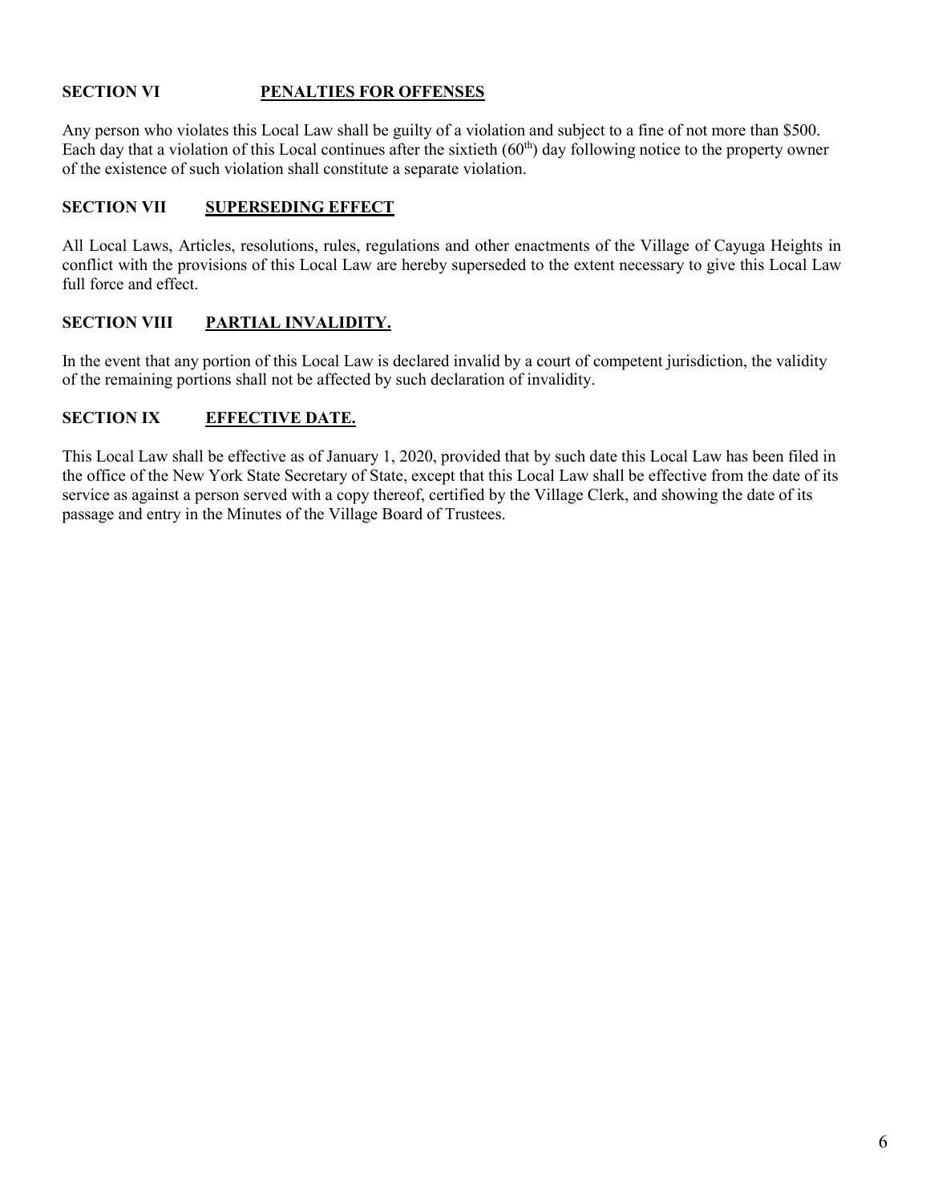**SECTION VI PENALTIES FOR OFFENSES**

Any person who violates this Local Law shall be guilty of a violation and subject to a fine of not more than $500. Each day that a violation of this Local continues after the sixtieth (60th) day following notice to the property owner of the existence of such violation shall constitute a separate violation.

**SECTION VII SUPERSEDING EFFECT**

All Local Laws, Articles, resolutions, rules, regulations and other enactments of the Village of Cayuga Heights in conflict with the provisions of this Local Law are hereby superseded to the extent necessary to give this Local Law full force and effect.

**SECTION VIII PARTIAL INVALIDITY.**

In the event that any portion of this Local Law is declared invalid by a court of competent jurisdiction, the validity of the remaining portions shall not be affected by such declaration of invalidity.

**SECTION IX EFFECTIVE DATE.**

This Local Law shall be effective as of January 1, 2020, provided that by such date this Local Law has been filed in the office of the New York State Secretary of State, except that this Local Law shall be effective from the date of its service as against a person served with a copy thereof, certified by the Village Clerk, and showing the date of its passage and entry in the Minutes of the Village Board of Trustees.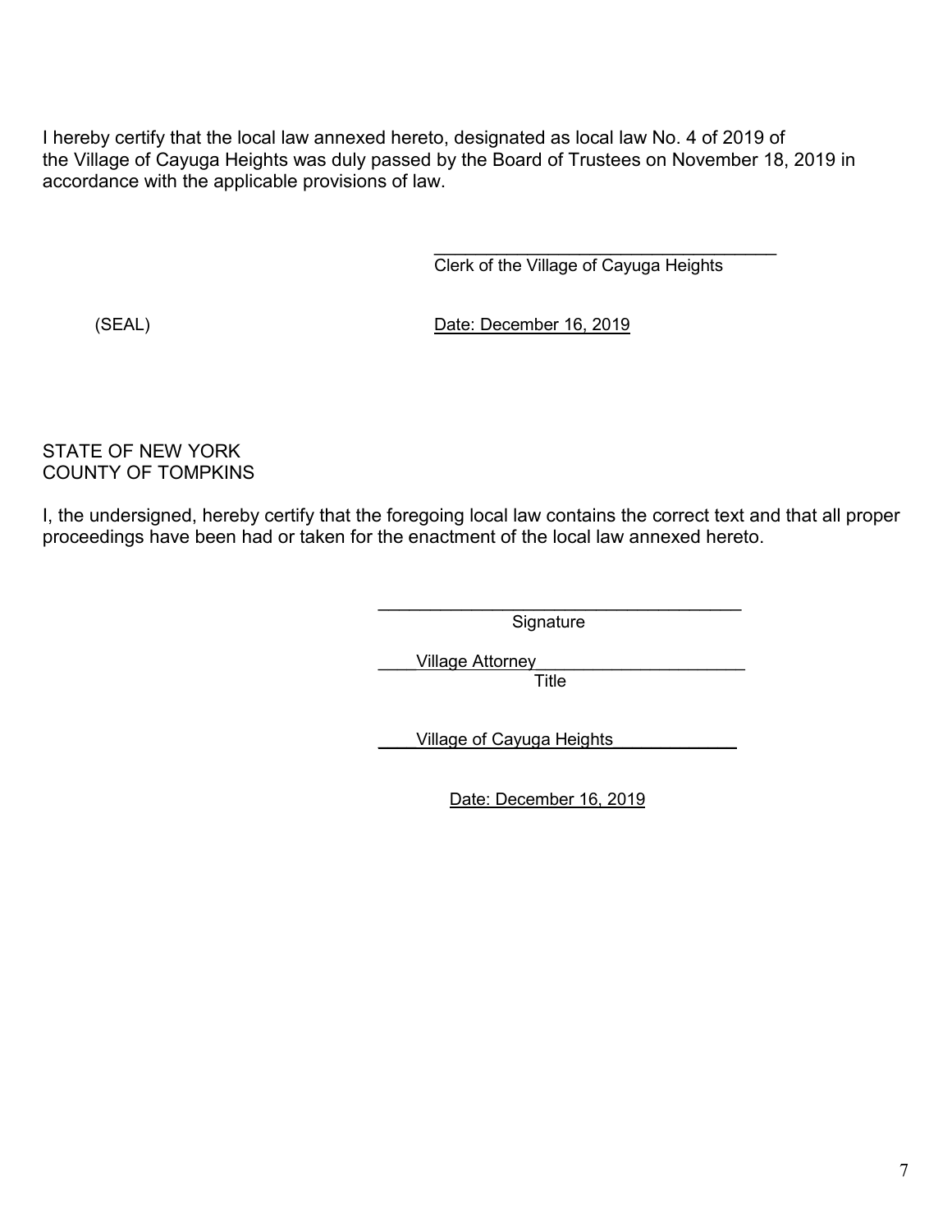I hereby certify that the local law annexed hereto, designated as local law No. 4 of 2019 of the Village of Cayuga Heights was duly passed by the Board of Trustees on November 18, 2019 in accordance with the applicable provisions of law.

\_\_\_\_\_\_\_\_\_\_\_\_\_\_\_\_\_\_\_\_\_\_\_\_\_\_\_\_\_\_\_\_\_\_\_\_

Clerk of the Village of Cayuga Heights

(SEAL)

Date: December 16, 2019

STATE OF NEW YORK
COUNTY OF TOMPKINS

I, the undersigned, hereby certify that the foregoing local law contains the correct text and that all proper proceedings have been had or taken for the enactment of the local law annexed hereto.

\_\_\_\_\_\_\_\_\_\_\_\_\_\_\_\_\_\_\_\_\_\_\_\_\_\_\_\_\_\_\_\_\_\_\_\_

Signature

Village Attorney

Title

Village of Cayuga Heights

Date: December 16, 2019